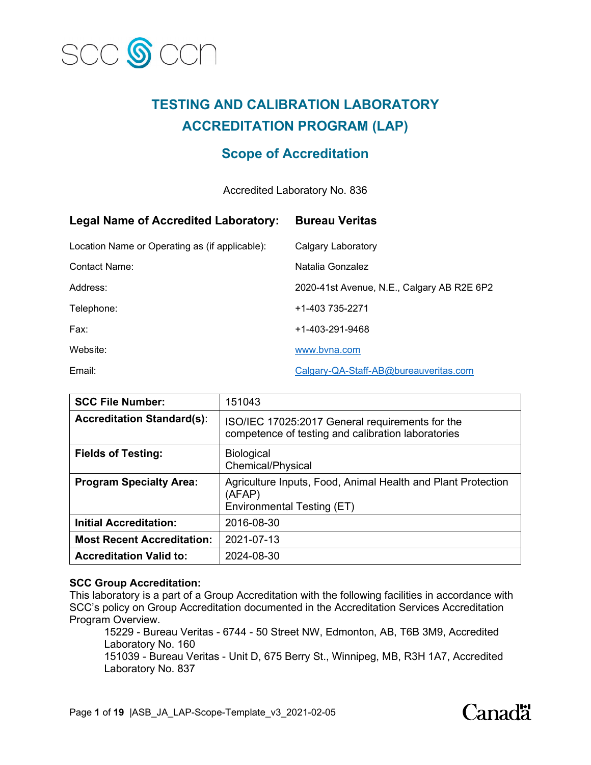SCC CCN

# TESTING AND CALIBRATION LABORATORY ACCREDITATION PROGRAM (LAP)

## Scope of Accreditation

Accredited Laboratory No. 836

| | |
|---|---|
| **Legal Name of Accredited Laboratory:** | **Bureau Veritas** |
| Location Name or Operating as (if applicable): | Calgary Laboratory |
| Contact Name: | Natalia Gonzalez |
| Address: | 2020-41st Avenue, N.E., Calgary AB R2E 6P2 |
| Telephone: | +1-403 735-2271 |
| Fax: | +1-403-291-9468 |
| Website: | www.bvna.com |
| Email: | Calgary-QA-Staff-AB@bureauveritas.com |

| | |
|---|---|
| **SCC File Number:** | 151043 |
| **Accreditation Standard(s)**: | ISO/IEC 17025:2017 General requirements for the competence of testing and calibration laboratories |
| **Fields of Testing:** | Biological<br>Chemical/Physical |
| **Program Specialty Area:** | Agriculture Inputs, Food, Animal Health and Plant Protection (AFAP)<br>Environmental Testing (ET) |
| **Initial Accreditation:** | 2016-08-30 |
| **Most Recent Accreditation:** | 2021-07-13 |
| **Accreditation Valid to:** | 2024-08-30 |

**SCC Group Accreditation:**
This laboratory is a part of a Group Accreditation with the following facilities in accordance with SCC's policy on Group Accreditation documented in the Accreditation Services Accreditation Program Overview.

15229 - Bureau Veritas - 6744 - 50 Street NW, Edmonton, AB, T6B 3M9, Accredited Laboratory No. 160
151039 - Bureau Veritas - Unit D, 675 Berry St., Winnipeg, MB, R3H 1A7, Accredited Laboratory No. 837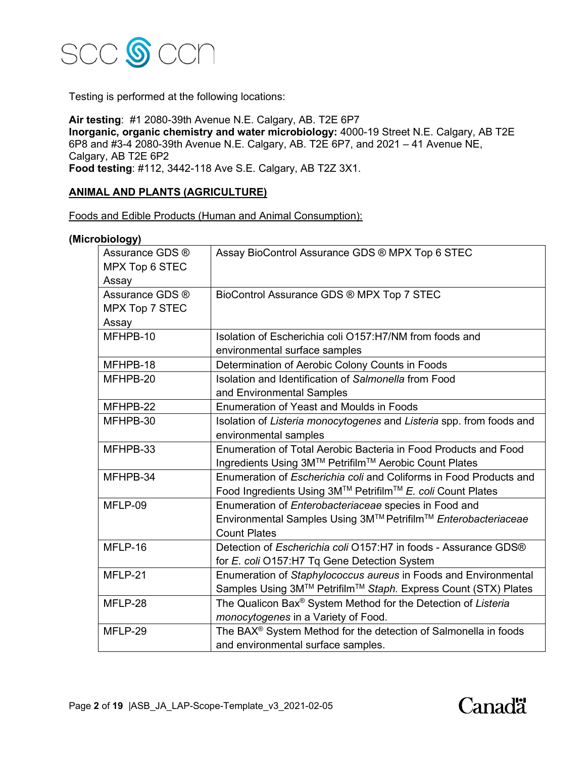Testing is performed at the following locations:

**Air testing**: #1 2080-39th Avenue N.E. Calgary, AB. T2E 6P7
**Inorganic, organic chemistry and water microbiology:** 4000-19 Street N.E. Calgary, AB T2E 6P8 and #3-4 2080-39th Avenue N.E. Calgary, AB. T2E 6P7, and 2021 – 41 Avenue NE, Calgary, AB T2E 6P2
**Food testing**: #112, 3442-118 Ave S.E. Calgary, AB T2Z 3X1.

## ANIMAL AND PLANTS (AGRICULTURE)

Foods and Edible Products (Human and Animal Consumption):

**(Microbiology)**

| | |
|---|---|
| Assurance GDS ® MPX Top 6 STEC Assay | Assay BioControl Assurance GDS ® MPX Top 6 STEC |
| Assurance GDS ® MPX Top 7 STEC Assay | BioControl Assurance GDS ® MPX Top 7 STEC |
| MFHPB-10 | Isolation of Escherichia coli O157:H7/NM from foods and environmental surface samples |
| MFHPB-18 | Determination of Aerobic Colony Counts in Foods |
| MFHPB-20 | Isolation and Identification of *Salmonella* from Food and Environmental Samples |
| MFHPB-22 | Enumeration of Yeast and Moulds in Foods |
| MFHPB-30 | Isolation of *Listeria monocytogenes* and *Listeria* spp. from foods and environmental samples |
| MFHPB-33 | Enumeration of Total Aerobic Bacteria in Food Products and Food Ingredients Using 3M™ Petrifilm™ Aerobic Count Plates |
| MFHPB-34 | Enumeration of *Escherichia coli* and Coliforms in Food Products and Food Ingredients Using 3M™ Petrifilm™ *E. coli* Count Plates |
| MFLP-09 | Enumeration of *Enterobacteriaceae* species in Food and Environmental Samples Using 3M™ Petrifilm™ *Enterobacteriaceae* Count Plates |
| MFLP-16 | Detection of *Escherichia coli* O157:H7 in foods - Assurance GDS® for *E. coli* O157:H7 Tq Gene Detection System |
| MFLP-21 | Enumeration of *Staphylococcus aureus* in Foods and Environmental Samples Using 3M™ Petrifilm™ *Staph.* Express Count (STX) Plates |
| MFLP-28 | The Qualicon Bax® System Method for the Detection of *Listeria monocytogenes* in a Variety of Food. |
| MFLP-29 | The BAX® System Method for the detection of Salmonella in foods and environmental surface samples. |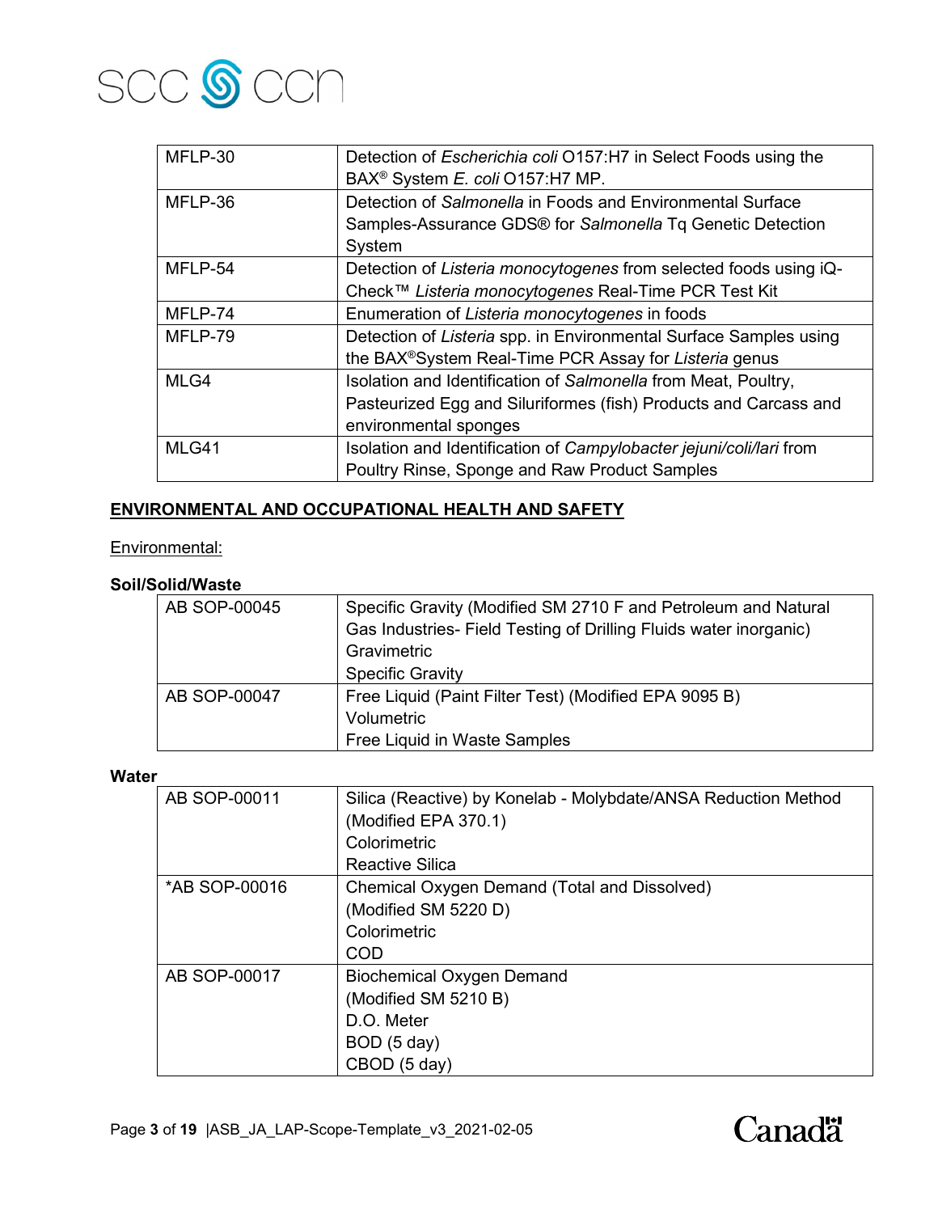| MFLP-30 | Detection of *Escherichia coli* O157:H7 in Select Foods using the BAX® System *E. coli* O157:H7 MP. |
|---|---|
| MFLP-36 | Detection of *Salmonella* in Foods and Environmental Surface Samples-Assurance GDS® for *Salmonella* Tq Genetic Detection System |
| MFLP-54 | Detection of *Listeria monocytogenes* from selected foods using iQ-Check™ *Listeria monocytogenes* Real-Time PCR Test Kit |
| MFLP-74 | Enumeration of *Listeria monocytogenes* in foods |
| MFLP-79 | Detection of *Listeria* spp. in Environmental Surface Samples using the BAX®System Real-Time PCR Assay for *Listeria* genus |
| MLG4 | Isolation and Identification of *Salmonella* from Meat, Poultry, Pasteurized Egg and Siluriformes (fish) Products and Carcass and environmental sponges |
| MLG41 | Isolation and Identification of *Campylobacter jejuni/coli/lari* from Poultry Rinse, Sponge and Raw Product Samples |

## ENVIRONMENTAL AND OCCUPATIONAL HEALTH AND SAFETY

Environmental:

**Soil/Solid/Waste**

| AB SOP-00045 | Specific Gravity (Modified SM 2710 F and Petroleum and Natural Gas Industries- Field Testing of Drilling Fluids water inorganic)<br>Gravimetric<br>Specific Gravity |
|---|---|
| AB SOP-00047 | Free Liquid (Paint Filter Test) (Modified EPA 9095 B)<br>Volumetric<br>Free Liquid in Waste Samples |

**Water**

| AB SOP-00011 | Silica (Reactive) by Konelab - Molybdate/ANSA Reduction Method (Modified EPA 370.1)<br>Colorimetric<br>Reactive Silica |
|---|---|
| *AB SOP-00016 | Chemical Oxygen Demand (Total and Dissolved)<br>(Modified SM 5220 D)<br>Colorimetric<br>COD |
| AB SOP-00017 | Biochemical Oxygen Demand<br>(Modified SM 5210 B)<br>D.O. Meter<br>BOD (5 day)<br>CBOD (5 day) |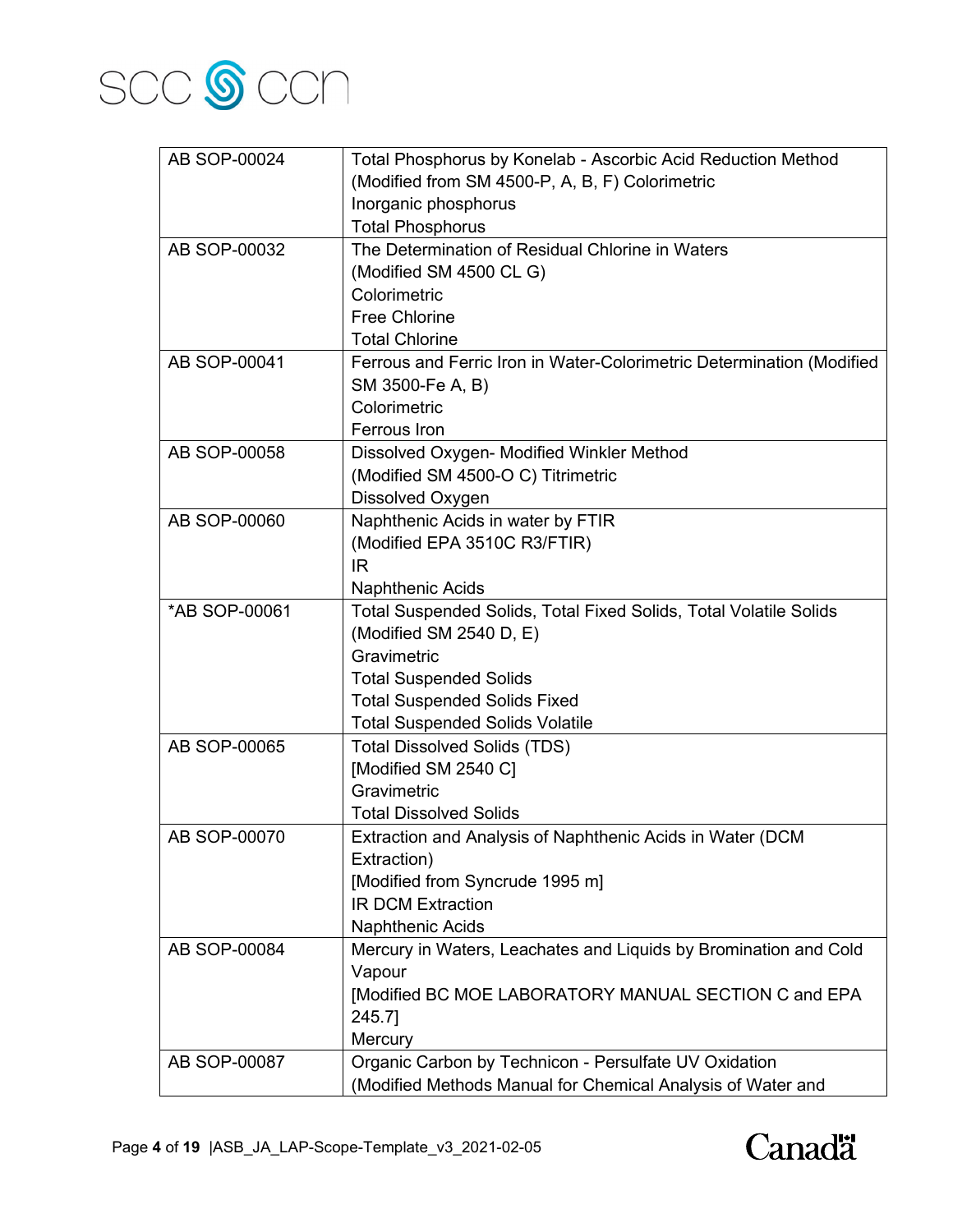| | |
|---|---|
| AB SOP-00024 | Total Phosphorus by Konelab - Ascorbic Acid Reduction Method (Modified from SM 4500-P, A, B, F) Colorimetric<br>Inorganic phosphorus<br>Total Phosphorus |
| AB SOP-00032 | The Determination of Residual Chlorine in Waters (Modified SM 4500 CL G)<br>Colorimetric<br>Free Chlorine<br>Total Chlorine |
| AB SOP-00041 | Ferrous and Ferric Iron in Water-Colorimetric Determination (Modified SM 3500-Fe A, B)<br>Colorimetric<br>Ferrous Iron |
| AB SOP-00058 | Dissolved Oxygen- Modified Winkler Method (Modified SM 4500-O C) Titrimetric<br>Dissolved Oxygen |
| AB SOP-00060 | Naphthenic Acids in water by FTIR (Modified EPA 3510C R3/FTIR)<br>IR<br>Naphthenic Acids |
| *AB SOP-00061 | Total Suspended Solids, Total Fixed Solids, Total Volatile Solids (Modified SM 2540 D, E)<br>Gravimetric<br>Total Suspended Solids<br>Total Suspended Solids Fixed<br>Total Suspended Solids Volatile |
| AB SOP-00065 | Total Dissolved Solids (TDS) [Modified SM 2540 C]<br>Gravimetric<br>Total Dissolved Solids |
| AB SOP-00070 | Extraction and Analysis of Naphthenic Acids in Water (DCM Extraction)<br>[Modified from Syncrude 1995 m]<br>IR DCM Extraction<br>Naphthenic Acids |
| AB SOP-00084 | Mercury in Waters, Leachates and Liquids by Bromination and Cold Vapour<br>[Modified BC MOE LABORATORY MANUAL SECTION C and EPA 245.7]<br>Mercury |
| AB SOP-00087 | Organic Carbon by Technicon - Persulfate UV Oxidation (Modified Methods Manual for Chemical Analysis of Water and |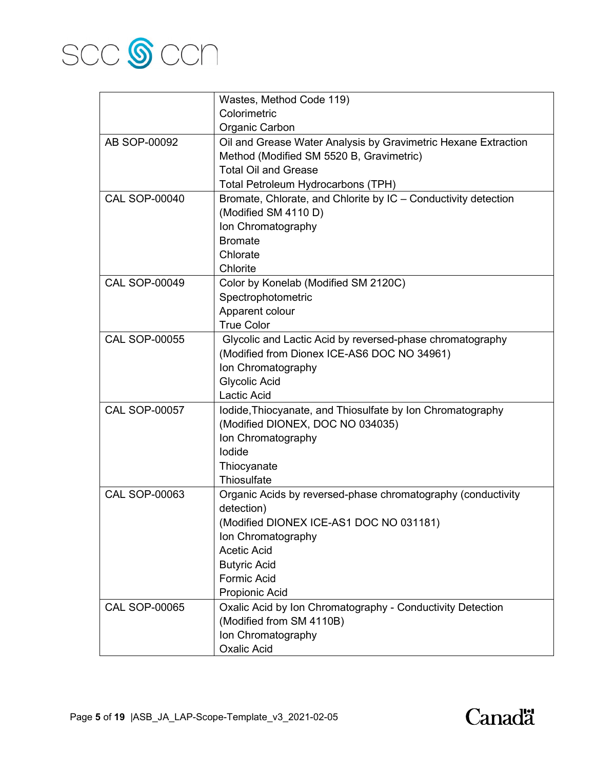| | |
|---|---|
| | Wastes, Method Code 119)<br>Colorimetric<br>Organic Carbon |
| AB SOP-00092 | Oil and Grease Water Analysis by Gravimetric Hexane Extraction Method (Modified SM 5520 B, Gravimetric)<br>Total Oil and Grease<br>Total Petroleum Hydrocarbons (TPH) |
| CAL SOP-00040 | Bromate, Chlorate, and Chlorite by IC – Conductivity detection (Modified SM 4110 D)<br>Ion Chromatography<br>Bromate<br>Chlorate<br>Chlorite |
| CAL SOP-00049 | Color by Konelab (Modified SM 2120C)<br>Spectrophotometric<br>Apparent colour<br>True Color |
| CAL SOP-00055 | Glycolic and Lactic Acid by reversed-phase chromatography (Modified from Dionex ICE-AS6 DOC NO 34961)<br>Ion Chromatography<br>Glycolic Acid<br>Lactic Acid |
| CAL SOP-00057 | Iodide,Thiocyanate, and Thiosulfate by Ion Chromatography (Modified DIONEX, DOC NO 034035)<br>Ion Chromatography<br>Iodide<br>Thiocyanate<br>Thiosulfate |
| CAL SOP-00063 | Organic Acids by reversed-phase chromatography (conductivity detection)<br>(Modified DIONEX ICE-AS1 DOC NO 031181)<br>Ion Chromatography<br>Acetic Acid<br>Butyric Acid<br>Formic Acid<br>Propionic Acid |
| CAL SOP-00065 | Oxalic Acid by Ion Chromatography - Conductivity Detection (Modified from SM 4110B)<br>Ion Chromatography<br>Oxalic Acid |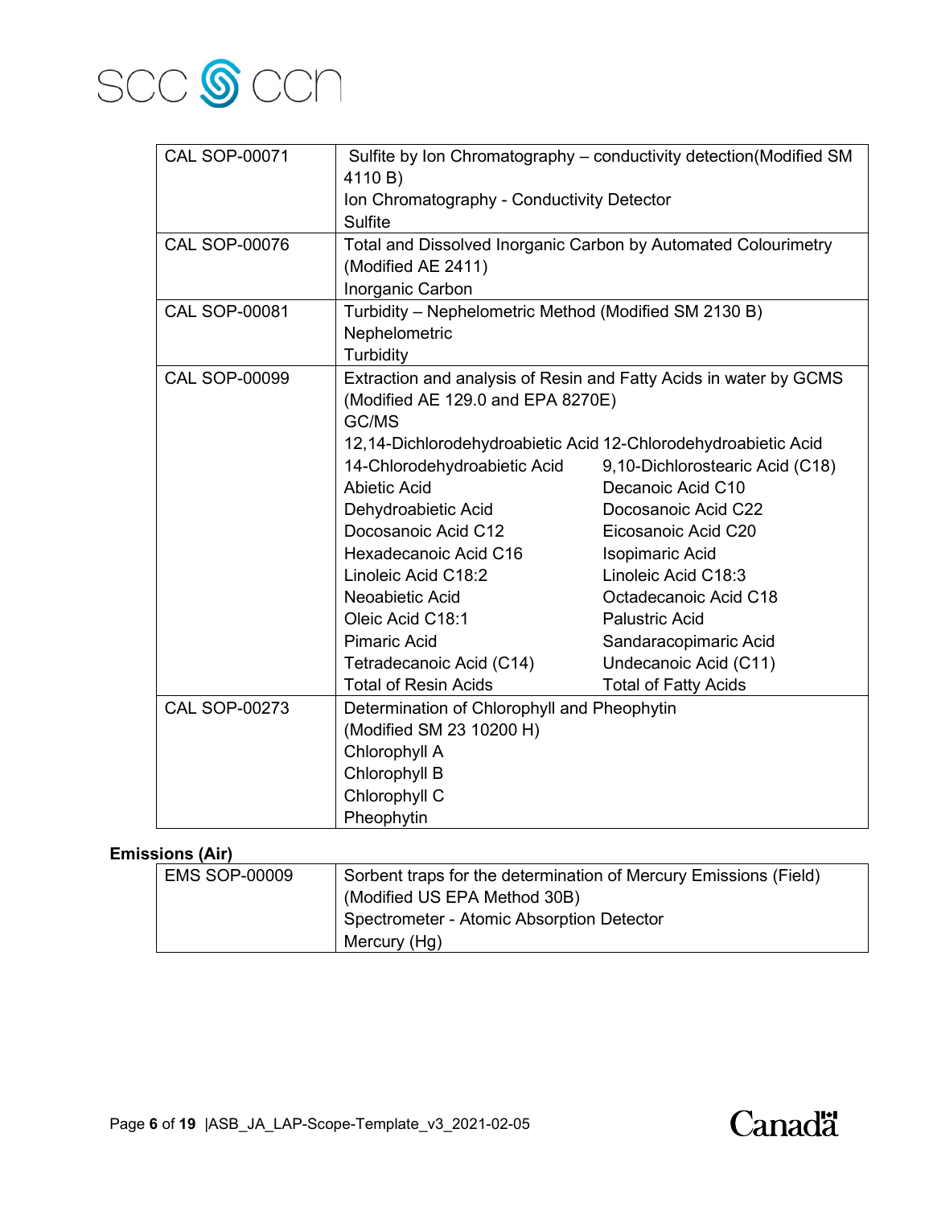| | |
|---|---|
| CAL SOP-00071 | Sulfite by Ion Chromatography – conductivity detection(Modified SM 4110 B)<br>Ion Chromatography - Conductivity Detector<br>Sulfite |
| CAL SOP-00076 | Total and Dissolved Inorganic Carbon by Automated Colourimetry (Modified AE 2411)<br>Inorganic Carbon |
| CAL SOP-00081 | Turbidity – Nephelometric Method (Modified SM 2130 B)<br>Nephelometric<br>Turbidity |
| CAL SOP-00099 | Extraction and analysis of Resin and Fatty Acids in water by GCMS (Modified AE 129.0 and EPA 8270E)<br>GC/MS<br>12,14-Dichlorodehydroabietic Acid 12-Chlorodehydroabietic Acid<br>14-Chlorodehydroabietic Acid 9,10-Dichlorostearic Acid (C18)<br>Abietic Acid Decanoic Acid C10<br>Dehydroabietic Acid Docosanoic Acid C22<br>Docosanoic Acid C12 Eicosanoic Acid C20<br>Hexadecanoic Acid C16 Isopimaric Acid<br>Linoleic Acid C18:2 Linoleic Acid C18:3<br>Neoabietic Acid Octadecanoic Acid C18<br>Oleic Acid C18:1 Palustric Acid<br>Pimaric Acid Sandaracopimaric Acid<br>Tetradecanoic Acid (C14) Undecanoic Acid (C11)<br>Total of Resin Acids Total of Fatty Acids |
| CAL SOP-00273 | Determination of Chlorophyll and Pheophytin (Modified SM 23 10200 H)<br>Chlorophyll A<br>Chlorophyll B<br>Chlorophyll C<br>Pheophytin |

**Emissions (Air)**

| | |
|---|---|
| EMS SOP-00009 | Sorbent traps for the determination of Mercury Emissions (Field) (Modified US EPA Method 30B)<br>Spectrometer - Atomic Absorption Detector<br>Mercury (Hg) |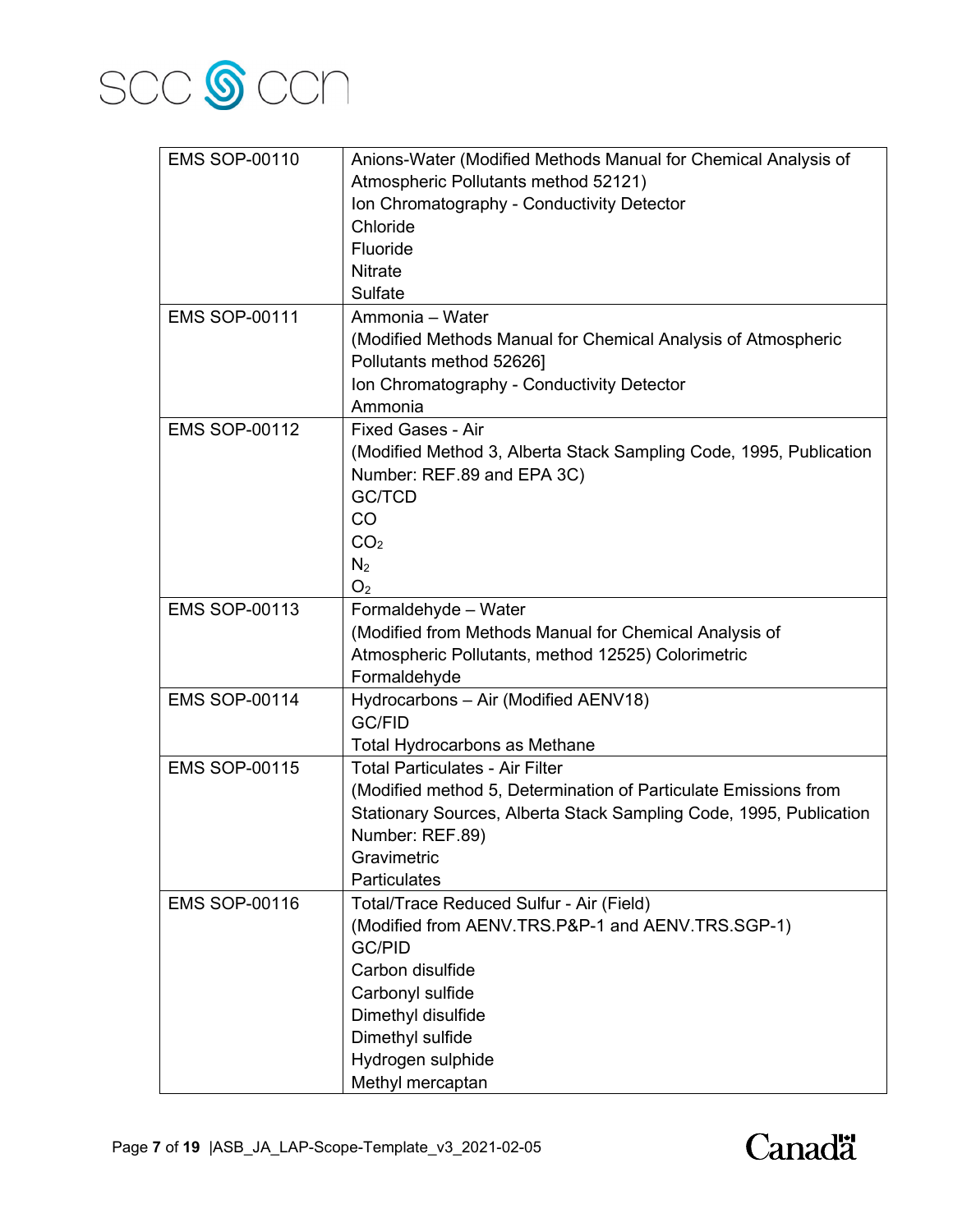| | |
|---|---|
| EMS SOP-00110 | Anions-Water (Modified Methods Manual for Chemical Analysis of Atmospheric Pollutants method 52121)<br>Ion Chromatography - Conductivity Detector<br>Chloride<br>Fluoride<br>Nitrate<br>Sulfate |
| EMS SOP-00111 | Ammonia – Water<br>(Modified Methods Manual for Chemical Analysis of Atmospheric Pollutants method 52626]<br>Ion Chromatography - Conductivity Detector<br>Ammonia |
| EMS SOP-00112 | Fixed Gases - Air<br>(Modified Method 3, Alberta Stack Sampling Code, 1995, Publication Number: REF.89 and EPA 3C)<br>GC/TCD<br>CO<br>$CO_2$<br>$N_2$<br>$O_2$ |
| EMS SOP-00113 | Formaldehyde – Water<br>(Modified from Methods Manual for Chemical Analysis of Atmospheric Pollutants, method 12525) Colorimetric<br>Formaldehyde |
| EMS SOP-00114 | Hydrocarbons – Air (Modified AENV18)<br>GC/FID<br>Total Hydrocarbons as Methane |
| EMS SOP-00115 | Total Particulates - Air Filter<br>(Modified method 5, Determination of Particulate Emissions from Stationary Sources, Alberta Stack Sampling Code, 1995, Publication Number: REF.89)<br>Gravimetric<br>Particulates |
| EMS SOP-00116 | Total/Trace Reduced Sulfur - Air (Field)<br>(Modified from AENV.TRS.P&P-1 and AENV.TRS.SGP-1)<br>GC/PID<br>Carbon disulfide<br>Carbonyl sulfide<br>Dimethyl disulfide<br>Dimethyl sulfide<br>Hydrogen sulphide<br>Methyl mercaptan |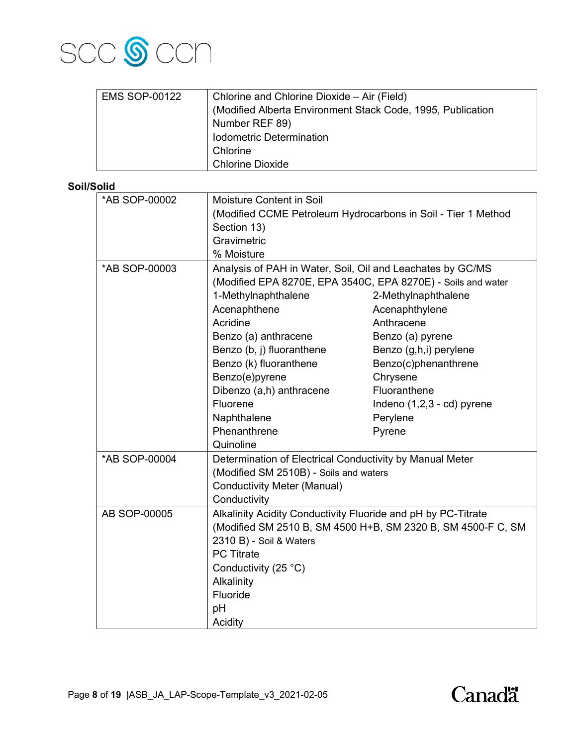| | |
|---|---|
| EMS SOP-00122 | Chlorine and Chlorine Dioxide – Air (Field)<br>(Modified Alberta Environment Stack Code, 1995, Publication Number REF 89)<br>Iodometric Determination<br>Chlorine<br>Chlorine Dioxide |

**Soil/Solid**

| | |
|---|---|
| *AB SOP-00002 | Moisture Content in Soil<br>(Modified CCME Petroleum Hydrocarbons in Soil - Tier 1 Method Section 13)<br>Gravimetric<br>% Moisture |
| *AB SOP-00003 | Analysis of PAH in Water, Soil, Oil and Leachates by GC/MS<br>(Modified EPA 8270E, EPA 3540C, EPA 8270E) - Soils and water<br>1-Methylnaphthalene; 2-Methylnaphthalene<br>Acenaphthene; Acenaphthylene<br>Acridine; Anthracene<br>Benzo (a) anthracene; Benzo (a) pyrene<br>Benzo (b, j) fluoranthene; Benzo (g,h,i) perylene<br>Benzo (k) fluoranthene; Benzo(c)phenanthrene<br>Benzo(e)pyrene; Chrysene<br>Dibenzo (a,h) anthracene; Fluoranthene<br>Fluorene; Indeno (1,2,3 - cd) pyrene<br>Naphthalene; Perylene<br>Phenanthrene; Pyrene<br>Quinoline |
| *AB SOP-00004 | Determination of Electrical Conductivity by Manual Meter<br>(Modified SM 2510B) - Soils and waters<br>Conductivity Meter (Manual)<br>Conductivity |
| AB SOP-00005 | Alkalinity Acidity Conductivity Fluoride and pH by PC-Titrate<br>(Modified SM 2510 B, SM 4500 H+B, SM 2320 B, SM 4500-F C, SM 2310 B) - Soil & Waters<br>PC Titrate<br>Conductivity (25 °C)<br>Alkalinity<br>Fluoride<br>pH<br>Acidity |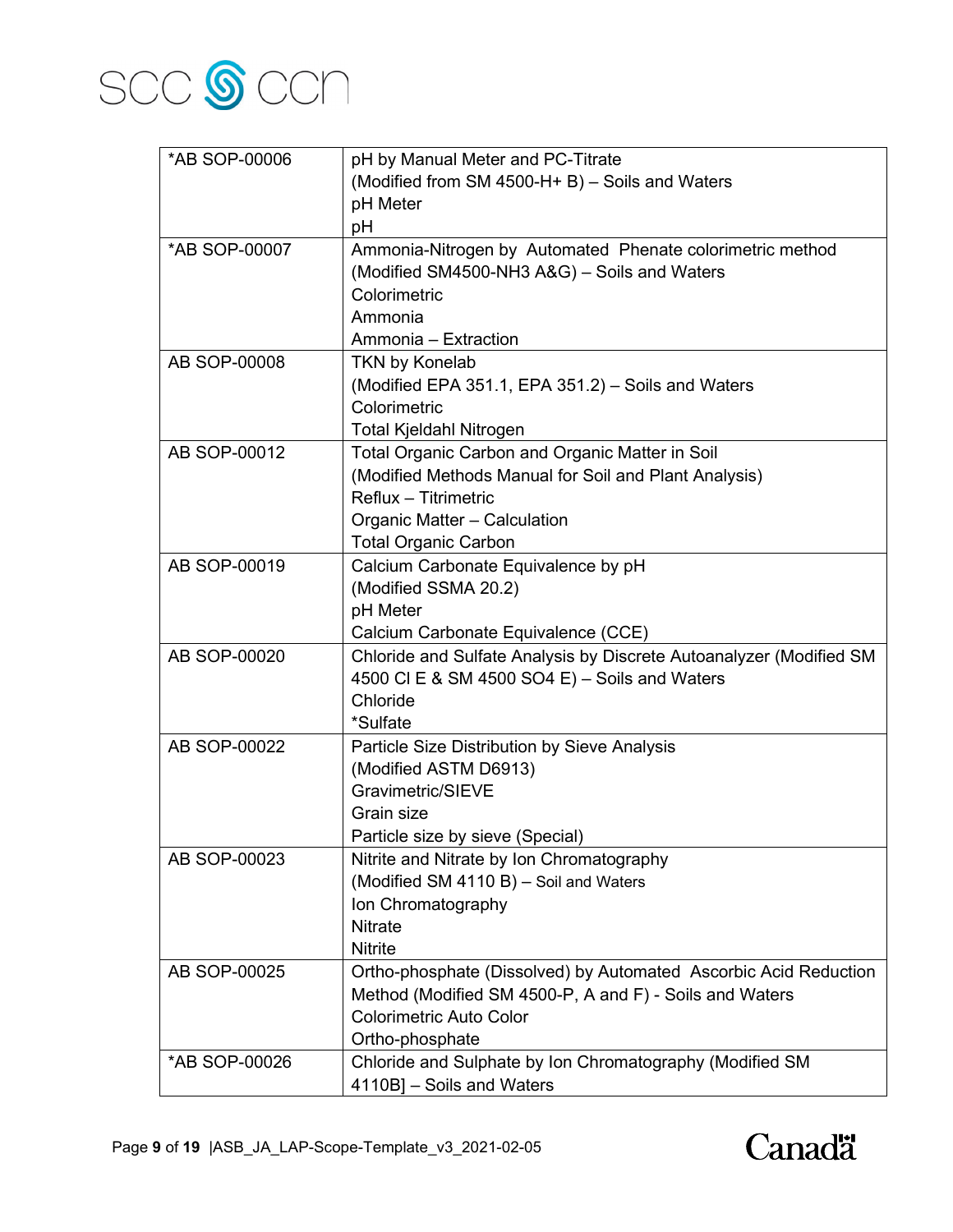| | |
|---|---|
| *AB SOP-00006 | pH by Manual Meter and PC-Titrate<br>(Modified from SM 4500-H+ B) – Soils and Waters<br>pH Meter<br>pH |
| *AB SOP-00007 | Ammonia-Nitrogen by Automated Phenate colorimetric method<br>(Modified SM4500-NH3 A&G) – Soils and Waters<br>Colorimetric<br>Ammonia<br>Ammonia – Extraction |
| AB SOP-00008 | TKN by Konelab<br>(Modified EPA 351.1, EPA 351.2) – Soils and Waters<br>Colorimetric<br>Total Kjeldahl Nitrogen |
| AB SOP-00012 | Total Organic Carbon and Organic Matter in Soil<br>(Modified Methods Manual for Soil and Plant Analysis)<br>Reflux – Titrimetric<br>Organic Matter – Calculation<br>Total Organic Carbon |
| AB SOP-00019 | Calcium Carbonate Equivalence by pH<br>(Modified SSMA 20.2)<br>pH Meter<br>Calcium Carbonate Equivalence (CCE) |
| AB SOP-00020 | Chloride and Sulfate Analysis by Discrete Autoanalyzer (Modified SM 4500 Cl E & SM 4500 SO4 E) – Soils and Waters<br>Chloride<br>*Sulfate |
| AB SOP-00022 | Particle Size Distribution by Sieve Analysis<br>(Modified ASTM D6913)<br>Gravimetric/SIEVE<br>Grain size<br>Particle size by sieve (Special) |
| AB SOP-00023 | Nitrite and Nitrate by Ion Chromatography<br>(Modified SM 4110 B) – Soil and Waters<br>Ion Chromatography<br>Nitrate<br>Nitrite |
| AB SOP-00025 | Ortho-phosphate (Dissolved) by Automated Ascorbic Acid Reduction Method (Modified SM 4500-P, A and F) - Soils and Waters<br>Colorimetric Auto Color<br>Ortho-phosphate |
| *AB SOP-00026 | Chloride and Sulphate by Ion Chromatography (Modified SM 4110B] – Soils and Waters |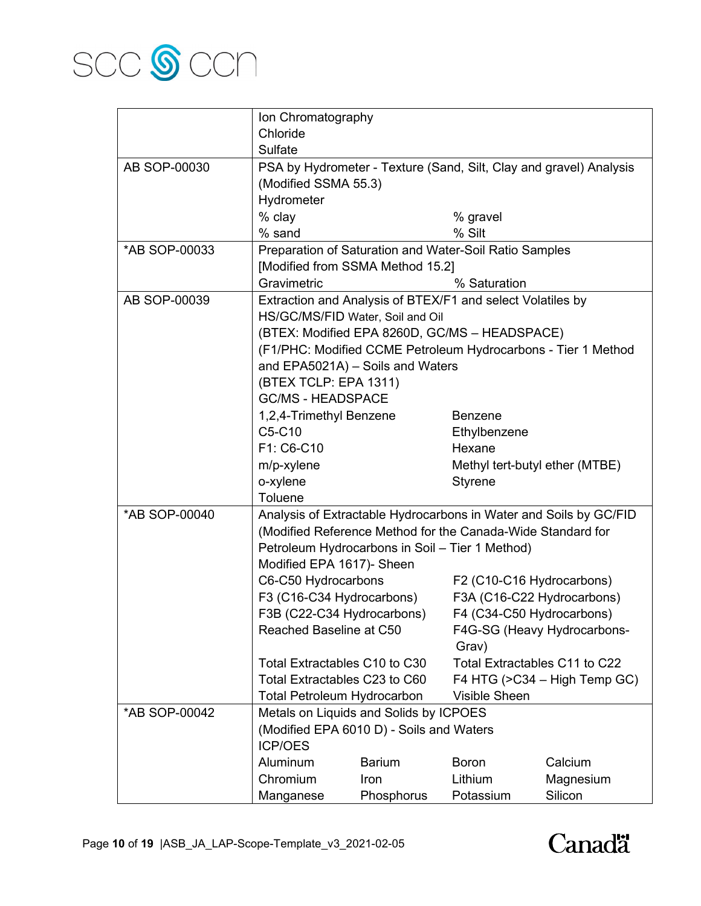| | |
|---|---|
| | Ion Chromatography<br>Chloride<br>Sulfate |
| AB SOP-00030 | PSA by Hydrometer - Texture (Sand, Silt, Clay and gravel) Analysis (Modified SSMA 55.3)<br>Hydrometer<br>% clay % gravel<br>% sand % Silt |
| *AB SOP-00033 | Preparation of Saturation and Water-Soil Ratio Samples [Modified from SSMA Method 15.2]<br>Gravimetric % Saturation |
| AB SOP-00039 | Extraction and Analysis of BTEX/F1 and select Volatiles by HS/GC/MS/FID Water, Soil and Oil<br>(BTEX: Modified EPA 8260D, GC/MS – HEADSPACE)<br>(F1/PHC: Modified CCME Petroleum Hydrocarbons - Tier 1 Method and EPA5021A) – Soils and Waters<br>(BTEX TCLP: EPA 1311)<br>GC/MS - HEADSPACE<br>1,2,4-Trimethyl Benzene Benzene<br>C5-C10 Ethylbenzene<br>F1: C6-C10 Hexane<br>m/p-xylene Methyl tert-butyl ether (MTBE)<br>o-xylene Styrene<br>Toluene |
| *AB SOP-00040 | Analysis of Extractable Hydrocarbons in Water and Soils by GC/FID (Modified Reference Method for the Canada-Wide Standard for Petroleum Hydrocarbons in Soil – Tier 1 Method)<br>Modified EPA 1617)- Sheen<br>C6-C50 Hydrocarbons F2 (C10-C16 Hydrocarbons)<br>F3 (C16-C34 Hydrocarbons) F3A (C16-C22 Hydrocarbons)<br>F3B (C22-C34 Hydrocarbons) F4 (C34-C50 Hydrocarbons)<br>Reached Baseline at C50 F4G-SG (Heavy Hydrocarbons-Grav)<br>Total Extractables C10 to C30 Total Extractables C11 to C22<br>Total Extractables C23 to C60 F4 HTG (>C34 – High Temp GC)<br>Total Petroleum Hydrocarbon Visible Sheen |
| *AB SOP-00042 | Metals on Liquids and Solids by ICPOES (Modified EPA 6010 D) - Soils and Waters<br>ICP/OES<br>Aluminum Barium Boron Calcium<br>Chromium Iron Lithium Magnesium<br>Manganese Phosphorus Potassium Silicon |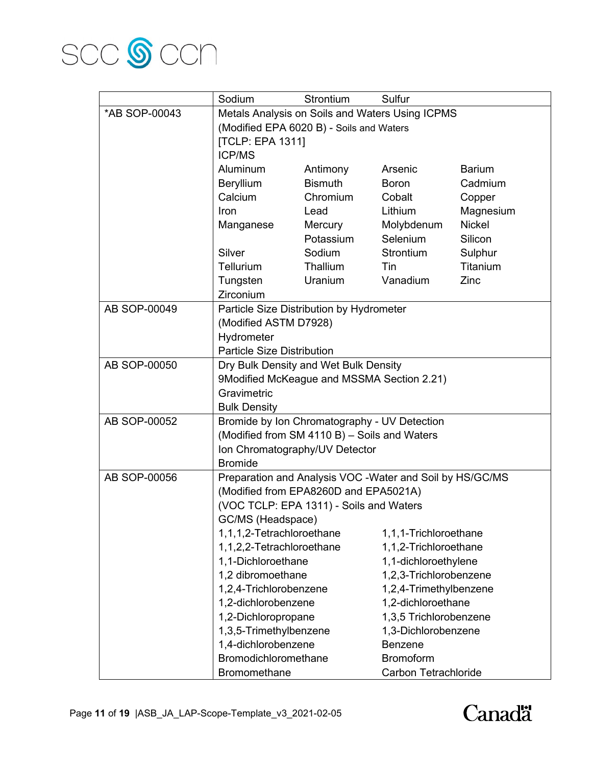| | |
|---|---|
| | Sodium Strontium Sulfur |
| *AB SOP-00043 | Metals Analysis on Soils and Waters Using ICPMS<br>(Modified EPA 6020 B) - Soils and Waters<br>[TCLP: EPA 1311]<br>ICP/MS<br>Aluminum Antimony Arsenic Barium<br>Beryllium Bismuth Boron Cadmium<br>Calcium Chromium Cobalt Copper<br>Iron Lead Lithium Magnesium<br>Manganese Mercury Molybdenum Nickel<br>Potassium Selenium Silicon<br>Silver Sodium Strontium Sulphur<br>Tellurium Thallium Tin Titanium<br>Tungsten Uranium Vanadium Zinc<br>Zirconium |
| AB SOP-00049 | Particle Size Distribution by Hydrometer<br>(Modified ASTM D7928)<br>Hydrometer<br>Particle Size Distribution |
| AB SOP-00050 | Dry Bulk Density and Wet Bulk Density<br>9Modified McKeague and MSSMA Section 2.21)<br>Gravimetric<br>Bulk Density |
| AB SOP-00052 | Bromide by Ion Chromatography - UV Detection<br>(Modified from SM 4110 B) – Soils and Waters<br>Ion Chromatography/UV Detector<br>Bromide |
| AB SOP-00056 | Preparation and Analysis VOC -Water and Soil by HS/GC/MS<br>(Modified from EPA8260D and EPA5021A)<br>(VOC TCLP: EPA 1311) - Soils and Waters<br>GC/MS (Headspace)<br>1,1,1,2-Tetrachloroethane 1,1,1-Trichloroethane<br>1,1,2,2-Tetrachloroethane 1,1,2-Trichloroethane<br>1,1-Dichloroethane 1,1-dichloroethylene<br>1,2 dibromoethane 1,2,3-Trichlorobenzene<br>1,2,4-Trichlorobenzene 1,2,4-Trimethylbenzene<br>1,2-dichlorobenzene 1,2-dichloroethane<br>1,2-Dichloropropane 1,3,5 Trichlorobenzene<br>1,3,5-Trimethylbenzene 1,3-Dichlorobenzene<br>1,4-dichlorobenzene Benzene<br>Bromodichloromethane Bromoform<br>Bromomethane Carbon Tetrachloride |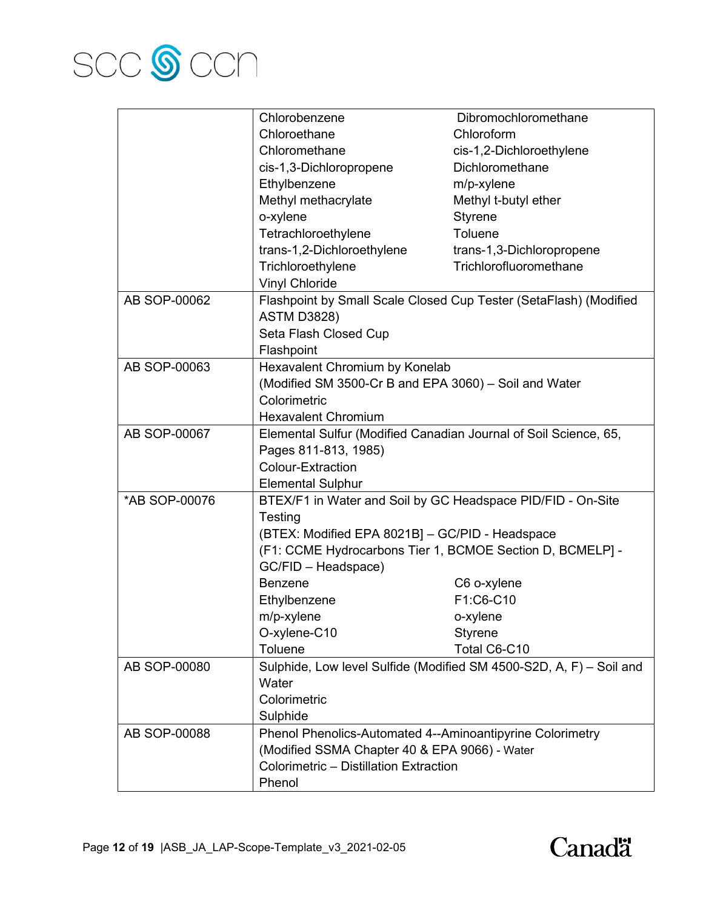| | |
|---|---|
| | Chlorobenzene<br>Chloroethane<br>Chloromethane<br>cis-1,3-Dichloropropene<br>Ethylbenzene<br>Methyl methacrylate<br>o-xylene<br>Tetrachloroethylene<br>trans-1,2-Dichloroethylene<br>Trichloroethylene<br>Vinyl Chloride<br>Dibromochloromethane<br>Chloroform<br>cis-1,2-Dichloroethylene<br>Dichloromethane<br>m/p-xylene<br>Methyl t-butyl ether<br>Styrene<br>Toluene<br>trans-1,3-Dichloropropene<br>Trichlorofluoromethane |
| AB SOP-00062 | Flashpoint by Small Scale Closed Cup Tester (SetaFlash) (Modified ASTM D3828)<br>Seta Flash Closed Cup<br>Flashpoint |
| AB SOP-00063 | Hexavalent Chromium by Konelab<br>(Modified SM 3500-Cr B and EPA 3060) – Soil and Water<br>Colorimetric<br>Hexavalent Chromium |
| AB SOP-00067 | Elemental Sulfur (Modified Canadian Journal of Soil Science, 65, Pages 811-813, 1985)<br>Colour-Extraction<br>Elemental Sulphur |
| *AB SOP-00076 | BTEX/F1 in Water and Soil by GC Headspace PID/FID - On-Site Testing<br>(BTEX: Modified EPA 8021B] – GC/PID - Headspace<br>(F1: CCME Hydrocarbons Tier 1, BCMOE Section D, BCMELP] - GC/FID – Headspace)<br>Benzene<br>Ethylbenzene<br>m/p-xylene<br>O-xylene-C10<br>Toluene<br>C6 o-xylene<br>F1:C6-C10<br>o-xylene<br>Styrene<br>Total C6-C10 |
| AB SOP-00080 | Sulphide, Low level Sulfide (Modified SM 4500-S2D, A, F) – Soil and Water<br>Colorimetric<br>Sulphide |
| AB SOP-00088 | Phenol Phenolics-Automated 4--Aminoantipyrine Colorimetry (Modified SSMA Chapter 40 & EPA 9066) - Water<br>Colorimetric – Distillation Extraction<br>Phenol |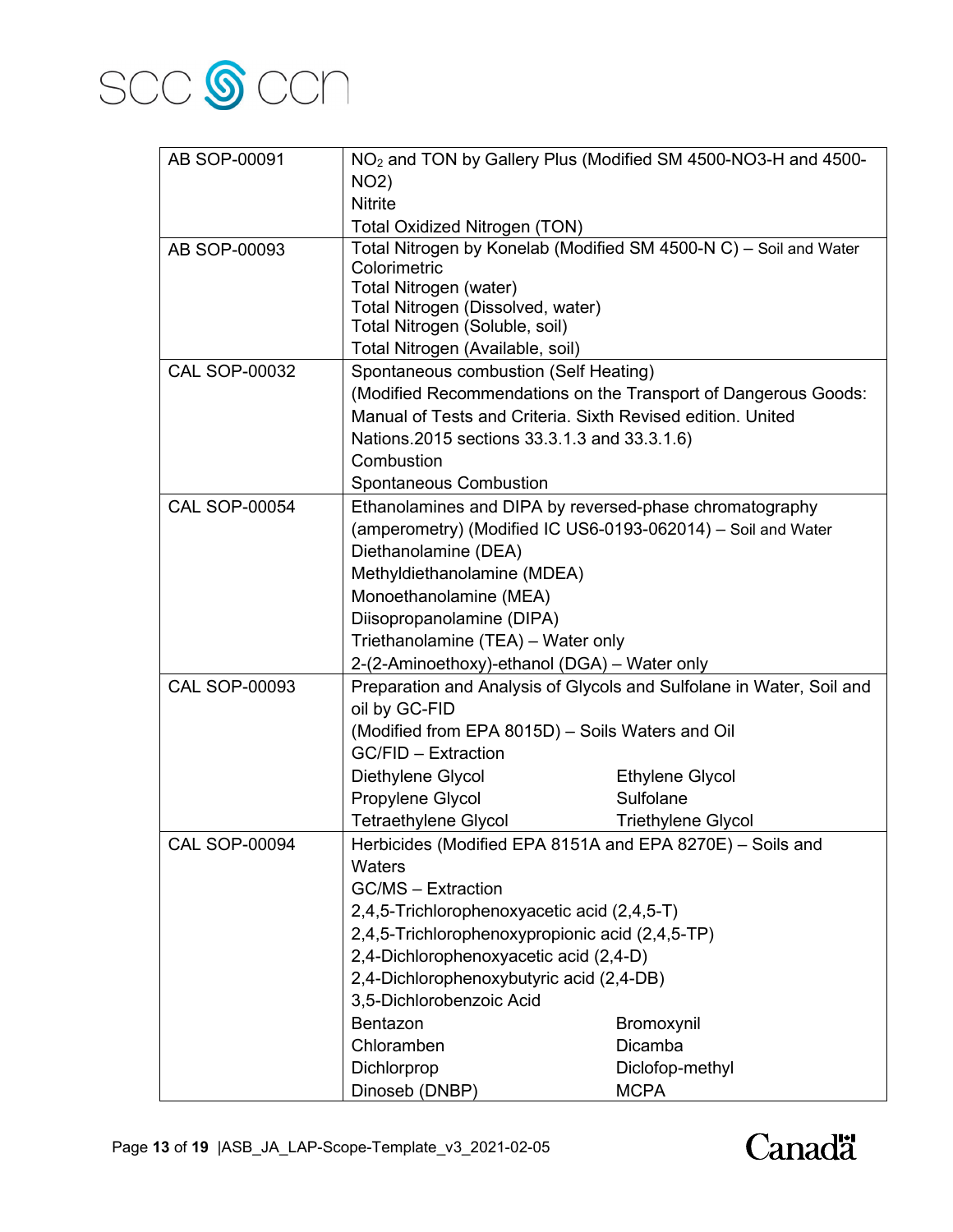| | |
|---|---|
| AB SOP-00091 | $NO_2$ and TON by Gallery Plus (Modified SM 4500-NO3-H and 4500-NO2)<br>Nitrite<br>Total Oxidized Nitrogen (TON) |
| AB SOP-00093 | Total Nitrogen by Konelab (Modified SM 4500-N C) – Soil and Water<br>Colorimetric<br>Total Nitrogen (water)<br>Total Nitrogen (Dissolved, water)<br>Total Nitrogen (Soluble, soil)<br>Total Nitrogen (Available, soil) |
| CAL SOP-00032 | Spontaneous combustion (Self Heating)<br>(Modified Recommendations on the Transport of Dangerous Goods: Manual of Tests and Criteria. Sixth Revised edition. United Nations.2015 sections 33.3.1.3 and 33.3.1.6)<br>Combustion<br>Spontaneous Combustion |
| CAL SOP-00054 | Ethanolamines and DIPA by reversed-phase chromatography (amperometry) (Modified IC US6-0193-062014) – Soil and Water<br>Diethanolamine (DEA)<br>Methyldiethanolamine (MDEA)<br>Monoethanolamine (MEA)<br>Diisopropanolamine (DIPA)<br>Triethanolamine (TEA) – Water only<br>2-(2-Aminoethoxy)-ethanol (DGA) – Water only |
| CAL SOP-00093 | Preparation and Analysis of Glycols and Sulfolane in Water, Soil and oil by GC-FID<br>(Modified from EPA 8015D) – Soils Waters and Oil<br>GC/FID – Extraction<br>Diethylene Glycol; Ethylene Glycol<br>Propylene Glycol; Sulfolane<br>Tetraethylene Glycol; Triethylene Glycol |
| CAL SOP-00094 | Herbicides (Modified EPA 8151A and EPA 8270E) – Soils and Waters<br>GC/MS – Extraction<br>2,4,5-Trichlorophenoxyacetic acid (2,4,5-T)<br>2,4,5-Trichlorophenoxypropionic acid (2,4,5-TP)<br>2,4-Dichlorophenoxyacetic acid (2,4-D)<br>2,4-Dichlorophenoxybutyric acid (2,4-DB)<br>3,5-Dichlorobenzoic Acid<br>Bentazon; Bromoxynil<br>Chloramben; Dicamba<br>Dichlorprop; Diclofop-methyl<br>Dinoseb (DNBP); MCPA |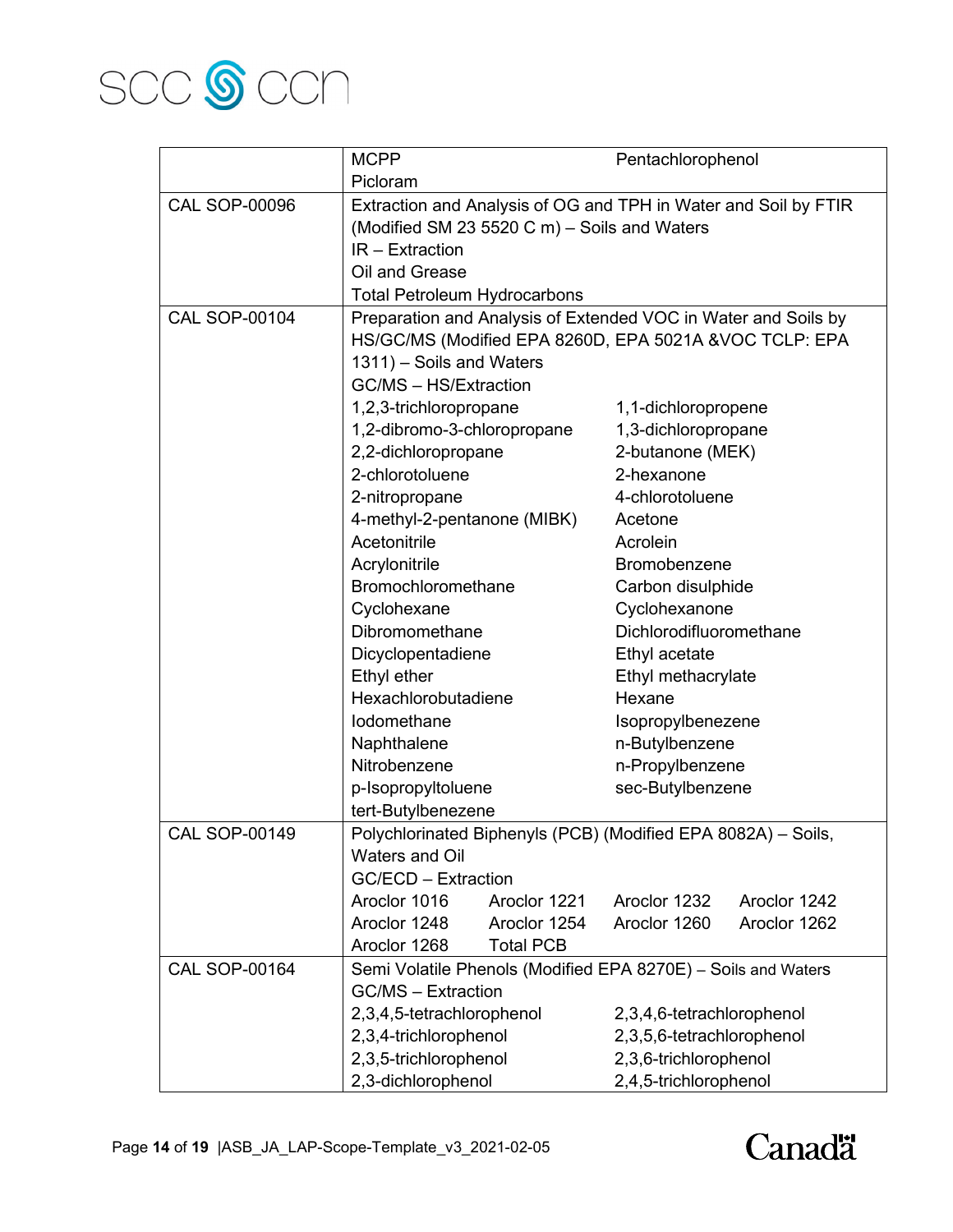| | |
|---|---|
| | MCPP<br>Pentachlorophenol<br>Picloram |
| CAL SOP-00096 | Extraction and Analysis of OG and TPH in Water and Soil by FTIR (Modified SM 23 5520 C m) – Soils and Waters<br>IR – Extraction<br>Oil and Grease<br>Total Petroleum Hydrocarbons |
| CAL SOP-00104 | Preparation and Analysis of Extended VOC in Water and Soils by HS/GC/MS (Modified EPA 8260D, EPA 5021A &VOC TCLP: EPA 1311) – Soils and Waters<br>GC/MS – HS/Extraction<br>1,2,3-trichloropropane<br>1,1-dichloropropene<br>1,2-dibromo-3-chloropropane<br>1,3-dichloropropane<br>2,2-dichloropropane<br>2-butanone (MEK)<br>2-chlorotoluene<br>2-hexanone<br>2-nitropropane<br>4-chlorotoluene<br>4-methyl-2-pentanone (MIBK)<br>Acetone<br>Acetonitrile<br>Acrolein<br>Acrylonitrile<br>Bromobenzene<br>Bromochloromethane<br>Carbon disulphide<br>Cyclohexane<br>Cyclohexanone<br>Dibromomethane<br>Dichlorodifluoromethane<br>Dicyclopentadiene<br>Ethyl acetate<br>Ethyl ether<br>Ethyl methacrylate<br>Hexachlorobutadiene<br>Hexane<br>Iodomethane<br>Isopropylbenezene<br>Naphthalene<br>n-Butylbenzene<br>Nitrobenzene<br>n-Propylbenzene<br>p-Isopropyltoluene<br>sec-Butylbenzene<br>tert-Butylbenezene |
| CAL SOP-00149 | Polychlorinated Biphenyls (PCB) (Modified EPA 8082A) – Soils, Waters and Oil<br>GC/ECD – Extraction<br>Aroclor 1016<br>Aroclor 1221<br>Aroclor 1232<br>Aroclor 1242<br>Aroclor 1248<br>Aroclor 1254<br>Aroclor 1260<br>Aroclor 1262<br>Aroclor 1268<br>Total PCB |
| CAL SOP-00164 | Semi Volatile Phenols (Modified EPA 8270E) – Soils and Waters<br>GC/MS – Extraction<br>2,3,4,5-tetrachlorophenol<br>2,3,4,6-tetrachlorophenol<br>2,3,4-trichlorophenol<br>2,3,5,6-tetrachlorophenol<br>2,3,5-trichlorophenol<br>2,3,6-trichlorophenol<br>2,3-dichlorophenol<br>2,4,5-trichlorophenol |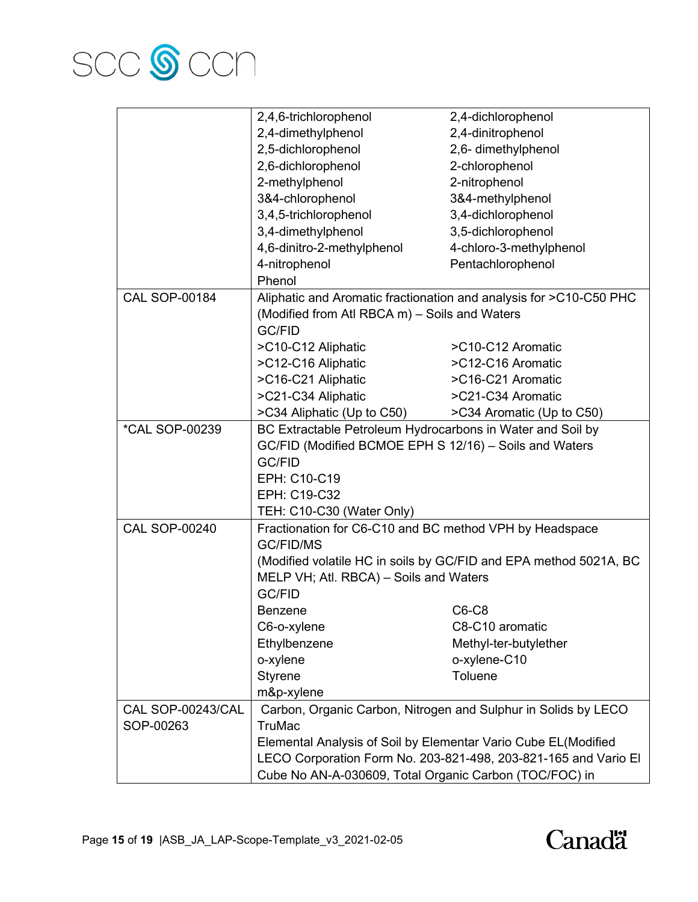| | |
|---|---|
| | 2,4,6-trichlorophenol 2,4-dichlorophenol<br>2,4-dimethylphenol 2,4-dinitrophenol<br>2,5-dichlorophenol 2,6- dimethylphenol<br>2,6-dichlorophenol 2-chlorophenol<br>2-methylphenol 2-nitrophenol<br>3&4-chlorophenol 3&4-methylphenol<br>3,4,5-trichlorophenol 3,4-dichlorophenol<br>3,4-dimethylphenol 3,5-dichlorophenol<br>4,6-dinitro-2-methylphenol 4-chloro-3-methylphenol<br>4-nitrophenol Pentachlorophenol<br>Phenol |
| CAL SOP-00184 | Aliphatic and Aromatic fractionation and analysis for >C10-C50 PHC (Modified from Atl RBCA m) – Soils and Waters<br>GC/FID<br>>C10-C12 Aliphatic >C10-C12 Aromatic<br>>C12-C16 Aliphatic >C12-C16 Aromatic<br>>C16-C21 Aliphatic >C16-C21 Aromatic<br>>C21-C34 Aliphatic >C21-C34 Aromatic<br>>C34 Aliphatic (Up to C50) >C34 Aromatic (Up to C50) |
| *CAL SOP-00239 | BC Extractable Petroleum Hydrocarbons in Water and Soil by GC/FID (Modified BCMOE EPH S 12/16) – Soils and Waters<br>GC/FID<br>EPH: C10-C19<br>EPH: C19-C32<br>TEH: C10-C30 (Water Only) |
| CAL SOP-00240 | Fractionation for C6-C10 and BC method VPH by Headspace GC/FID/MS<br>(Modified volatile HC in soils by GC/FID and EPA method 5021A, BC MELP VH; Atl. RBCA) – Soils and Waters<br>GC/FID<br>Benzene C6-C8<br>C6-o-xylene C8-C10 aromatic<br>Ethylbenzene Methyl-ter-butylether<br>o-xylene o-xylene-C10<br>Styrene Toluene<br>m&p-xylene |
| CAL SOP-00243/CAL SOP-00263 | Carbon, Organic Carbon, Nitrogen and Sulphur in Solids by LECO TruMac<br>Elemental Analysis of Soil by Elementar Vario Cube EL(Modified LECO Corporation Form No. 203-821-498, 203-821-165 and Vario El Cube No AN-A-030609, Total Organic Carbon (TOC/FOC) in |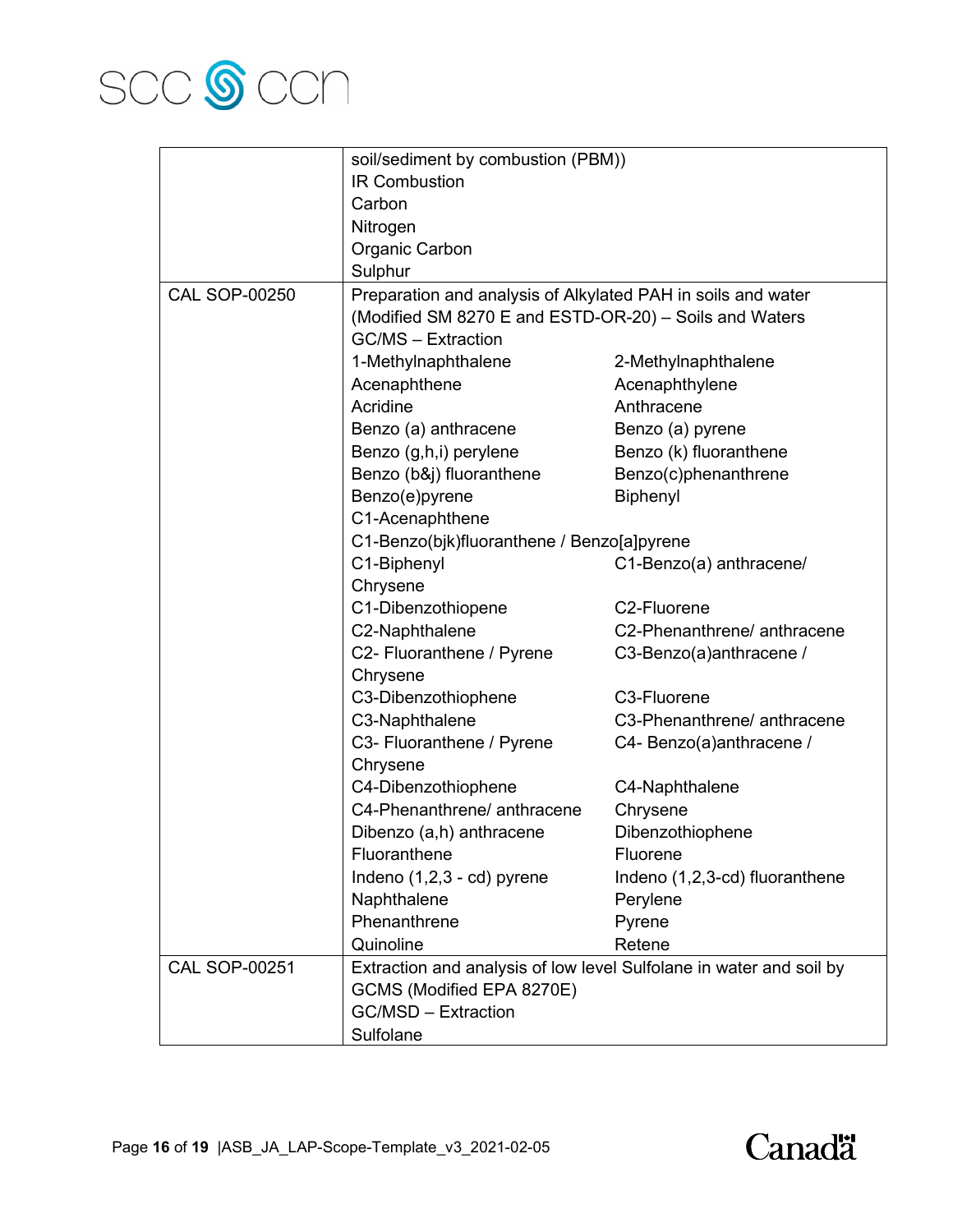| | |
|---|---|
| | soil/sediment by combustion (PBM))<br>IR Combustion<br>Carbon<br>Nitrogen<br>Organic Carbon<br>Sulphur |
| CAL SOP-00250 | Preparation and analysis of Alkylated PAH in soils and water (Modified SM 8270 E and ESTD-OR-20) – Soils and Waters<br>GC/MS – Extraction<br>1-Methylnaphthalene<br>2-Methylnaphthalene<br>Acenaphthene<br>Acenaphthylene<br>Acridine<br>Anthracene<br>Benzo (a) anthracene<br>Benzo (a) pyrene<br>Benzo (g,h,i) perylene<br>Benzo (k) fluoranthene<br>Benzo (b&j) fluoranthene<br>Benzo(c)phenanthrene<br>Benzo(e)pyrene<br>Biphenyl<br>C1-Acenaphthene<br>C1-Benzo(bjk)fluoranthene / Benzo[a]pyrene<br>C1-Biphenyl<br>C1-Benzo(a) anthracene/ Chrysene<br>C1-Dibenzothiopene<br>C2-Fluorene<br>C2-Naphthalene<br>C2-Phenanthrene/ anthracene<br>C2- Fluoranthene / Pyrene<br>C3-Benzo(a)anthracene / Chrysene<br>C3-Dibenzothiophene<br>C3-Fluorene<br>C3-Naphthalene<br>C3-Phenanthrene/ anthracene<br>C3- Fluoranthene / Pyrene<br>C4- Benzo(a)anthracene / Chrysene<br>C4-Dibenzothiophene<br>C4-Naphthalene<br>C4-Phenanthrene/ anthracene<br>Chrysene<br>Dibenzo (a,h) anthracene<br>Dibenzothiophene<br>Fluoranthene<br>Fluorene<br>Indeno (1,2,3 - cd) pyrene<br>Indeno (1,2,3-cd) fluoranthene<br>Naphthalene<br>Perylene<br>Phenanthrene<br>Pyrene<br>Quinoline<br>Retene |
| CAL SOP-00251 | Extraction and analysis of low level Sulfolane in water and soil by GCMS (Modified EPA 8270E)<br>GC/MSD – Extraction<br>Sulfolane |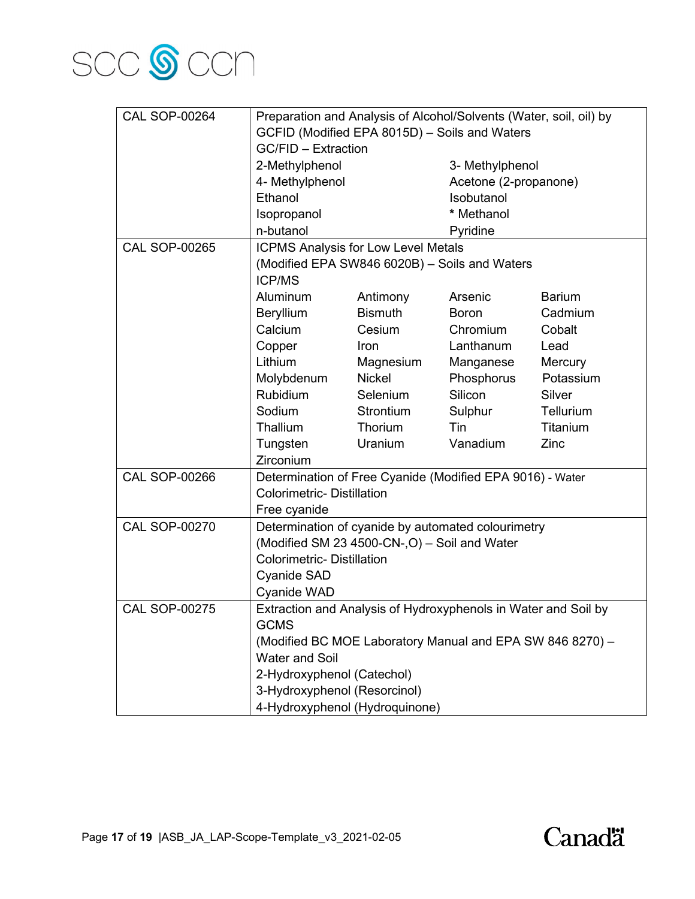| | |
|---|---|
| CAL SOP-00264 | Preparation and Analysis of Alcohol/Solvents (Water, soil, oil) by GCFID (Modified EPA 8015D) – Soils and Waters<br>GC/FID – Extraction<br>2-Methylphenol 3- Methylphenol<br>4- Methylphenol Acetone (2-propanone)<br>Ethanol Isobutanol<br>Isopropanol * Methanol<br>n-butanol Pyridine |
| CAL SOP-00265 | ICPMS Analysis for Low Level Metals<br>(Modified EPA SW846 6020B) – Soils and Waters<br>ICP/MS<br>Aluminum Antimony Arsenic Barium<br>Beryllium Bismuth Boron Cadmium<br>Calcium Cesium Chromium Cobalt<br>Copper Iron Lanthanum Lead<br>Lithium Magnesium Manganese Mercury<br>Molybdenum Nickel Phosphorus Potassium<br>Rubidium Selenium Silicon Silver<br>Sodium Strontium Sulphur Tellurium<br>Thallium Thorium Tin Titanium<br>Tungsten Uranium Vanadium Zinc<br>Zirconium |
| CAL SOP-00266 | Determination of Free Cyanide (Modified EPA 9016) - Water<br>Colorimetric- Distillation<br>Free cyanide |
| CAL SOP-00270 | Determination of cyanide by automated colourimetry<br>(Modified SM 23 4500-CN-,O) – Soil and Water<br>Colorimetric- Distillation<br>Cyanide SAD<br>Cyanide WAD |
| CAL SOP-00275 | Extraction and Analysis of Hydroxyphenols in Water and Soil by GCMS<br>(Modified BC MOE Laboratory Manual and EPA SW 846 8270) – Water and Soil<br>2-Hydroxyphenol (Catechol)<br>3-Hydroxyphenol (Resorcinol)<br>4-Hydroxyphenol (Hydroquinone) |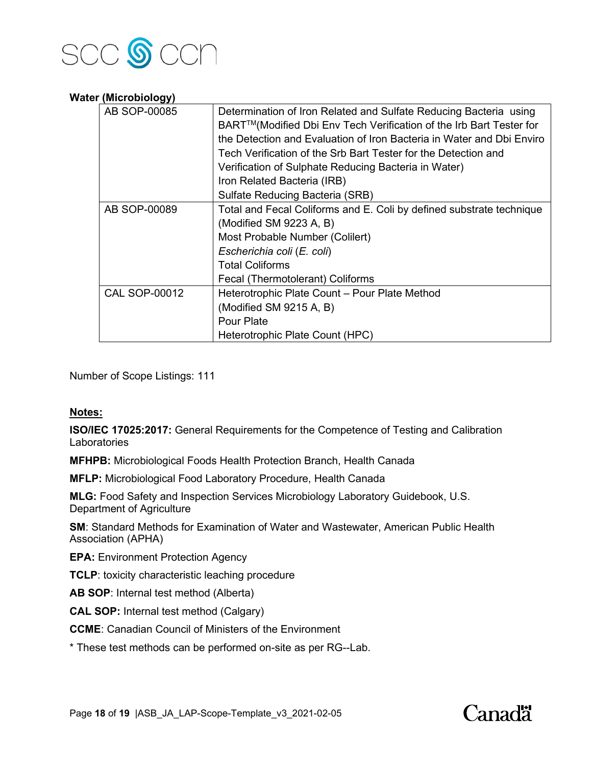**Water (Microbiology)**

| | |
|---|---|
| AB SOP-00085 | Determination of Iron Related and Sulfate Reducing Bacteria using BART$^{TM}$(Modified Dbi Env Tech Verification of the Irb Bart Tester for the Detection and Evaluation of Iron Bacteria in Water and Dbi Enviro Tech Verification of the Srb Bart Tester for the Detection and Verification of Sulphate Reducing Bacteria in Water)<br>Iron Related Bacteria (IRB)<br>Sulfate Reducing Bacteria (SRB) |
| AB SOP-00089 | Total and Fecal Coliforms and E. Coli by defined substrate technique (Modified SM 9223 A, B)<br>Most Probable Number (Colilert)<br>*Escherichia coli* (*E. coli*)<br>Total Coliforms<br>Fecal (Thermotolerant) Coliforms |
| CAL SOP-00012 | Heterotrophic Plate Count – Pour Plate Method (Modified SM 9215 A, B)<br>Pour Plate<br>Heterotrophic Plate Count (HPC) |

Number of Scope Listings: 111

**Notes:**

**ISO/IEC 17025:2017:** General Requirements for the Competence of Testing and Calibration Laboratories

**MFHPB:** Microbiological Foods Health Protection Branch, Health Canada

**MFLP:** Microbiological Food Laboratory Procedure, Health Canada

**MLG:** Food Safety and Inspection Services Microbiology Laboratory Guidebook, U.S. Department of Agriculture

**SM**: Standard Methods for Examination of Water and Wastewater, American Public Health Association (APHA)

**EPA:** Environment Protection Agency

**TCLP**: toxicity characteristic leaching procedure

**AB SOP**: Internal test method (Alberta)

**CAL SOP:** Internal test method (Calgary)

**CCME**: Canadian Council of Ministers of the Environment

* These test methods can be performed on-site as per RG--Lab.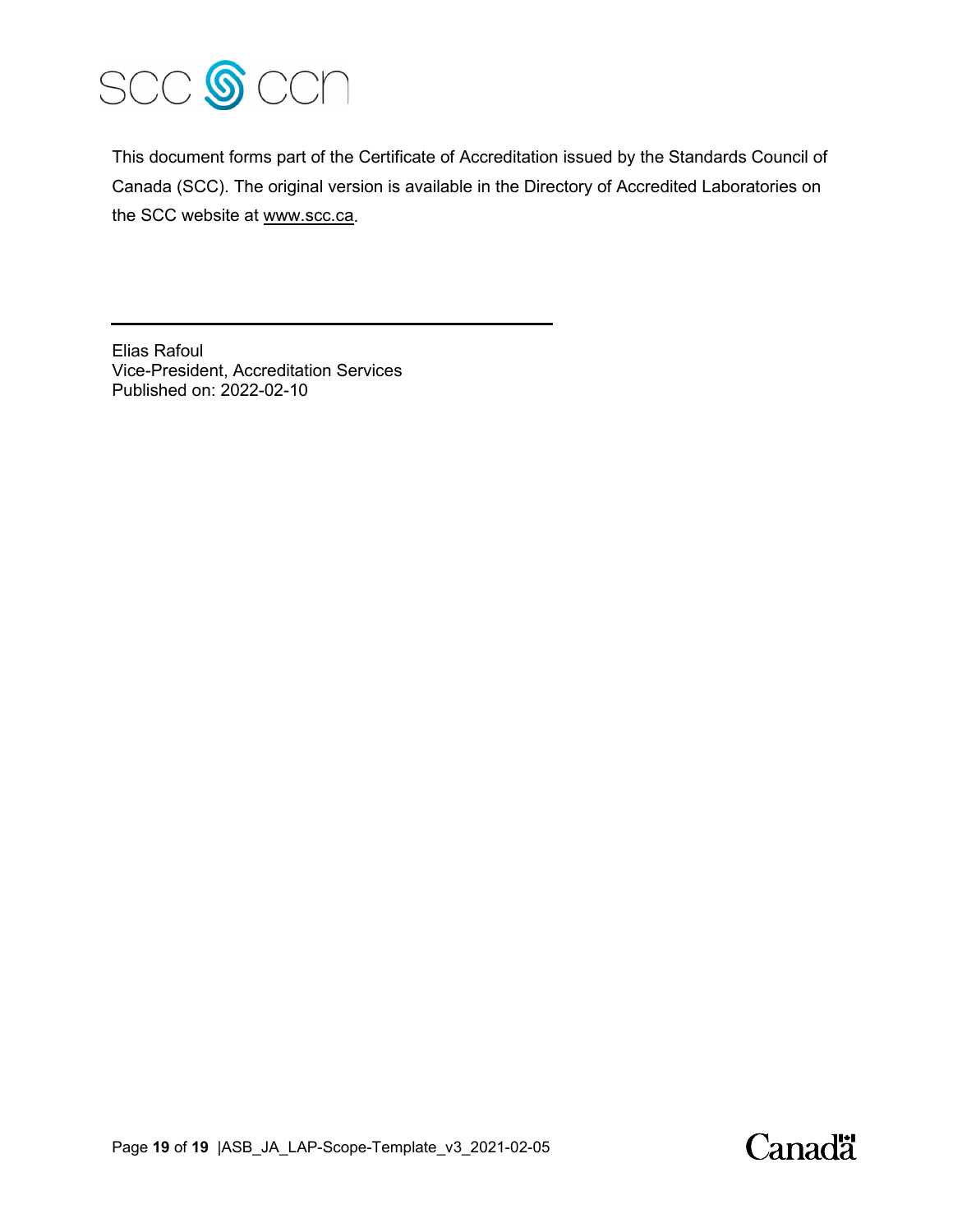This document forms part of the Certificate of Accreditation issued by the Standards Council of Canada (SCC). The original version is available in the Directory of Accredited Laboratories on the SCC website at www.scc.ca.

---

Elias Rafoul
Vice-President, Accreditation Services
Published on: 2022-02-10